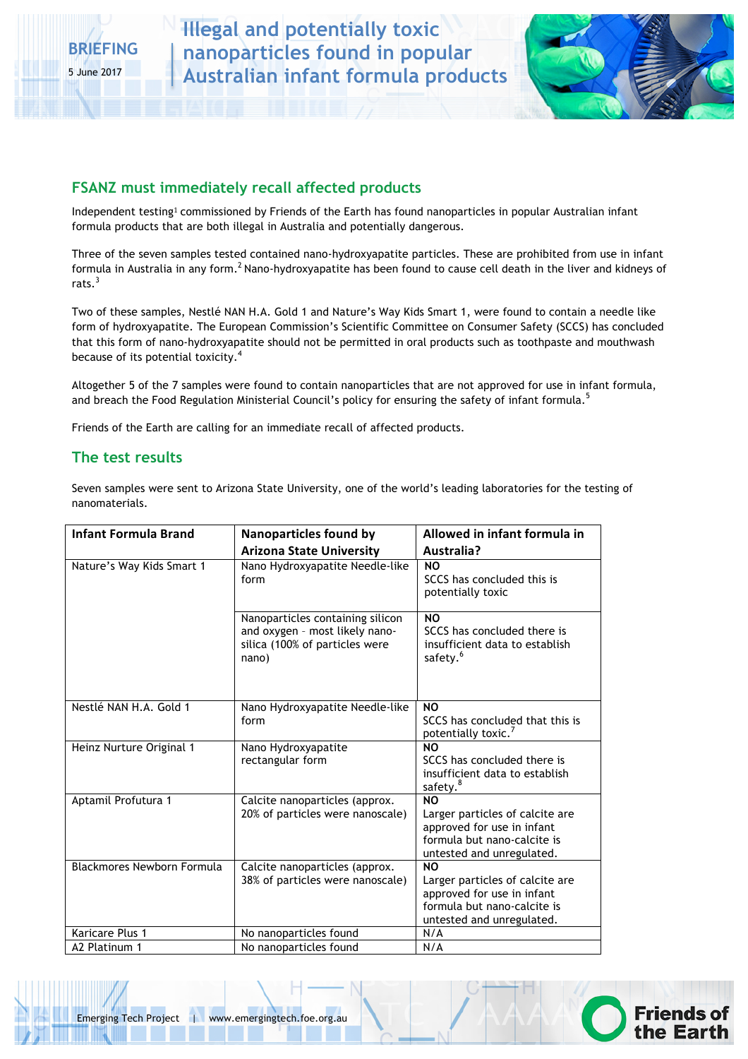BRIEFING

5 June 2017

# Illegal and potentially toxic nanoparticles found in popular Australian infant formula products

## FSANZ must immediately recall affected products

Independent testing[1] commissioned by Friends of the Earth has found nanoparticles in popular Australian infant formula products that are both illegal in Australia and potentially dangerous.

Three of the seven samples tested contained nano-hydroxyapatite particles. These are prohibited from use in infant formula in Australia in any form.[2] Nano-hydroxyapatite has been found to cause cell death in the liver and kidneys of rats.[3]

Two of these samples, Nestlé NAN H.A. Gold 1 and Nature's Way Kids Smart 1, were found to contain a needle like form of hydroxyapatite. The European Commission's Scientific Committee on Consumer Safety (SCCS) has concluded that this form of nano-hydroxyapatite should not be permitted in oral products such as toothpaste and mouthwash because of its potential toxicity.[4]

Altogether 5 of the 7 samples were found to contain nanoparticles that are not approved for use in infant formula, and breach the Food Regulation Ministerial Council's policy for ensuring the safety of infant formula.[5]

Friends of the Earth are calling for an immediate recall of affected products.

## The test results

Seven samples were sent to Arizona State University, one of the world's leading laboratories for the testing of nanomaterials.

| Infant Formula Brand | Nanoparticles found by Arizona State University | Allowed in infant formula in Australia? |
|---|---|---|
| Nature's Way Kids Smart 1 | Nano Hydroxyapatite Needle-like form | **NO** SCCS has concluded this is potentially toxic |
| | Nanoparticles containing silicon and oxygen – most likely nano-silica (100% of particles were nano) | **NO** SCCS has concluded there is insufficient data to establish safety.[6] |
| Nestlé NAN H.A. Gold 1 | Nano Hydroxyapatite Needle-like form | **NO** SCCS has concluded that this is potentially toxic.[7] |
| Heinz Nurture Original 1 | Nano Hydroxyapatite rectangular form | **NO** SCCS has concluded there is insufficient data to establish safety.[8] |
| Aptamil Profutura 1 | Calcite nanoparticles (approx. 20% of particles were nanoscale) | **NO** Larger particles of calcite are approved for use in infant formula but nano-calcite is untested and unregulated. |
| Blackmores Newborn Formula | Calcite nanoparticles (approx. 38% of particles were nanoscale) | **NO** Larger particles of calcite are approved for use in infant formula but nano-calcite is untested and unregulated. |
| Karicare Plus 1 | No nanoparticles found | N/A |
| A2 Platinum 1 | No nanoparticles found | N/A |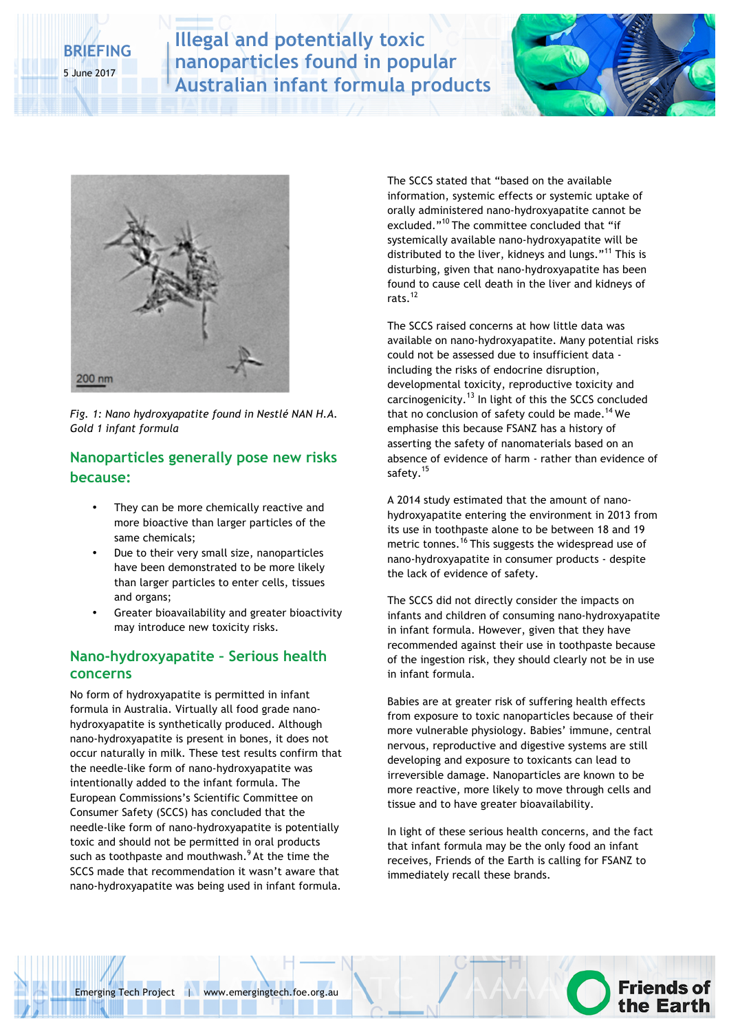*Fig. 1: Nano hydroxyapatite found in Nestlé NAN H.A. Gold 1 infant formula*

## Nanoparticles generally pose new risks because:

- They can be more chemically reactive and more bioactive than larger particles of the same chemicals;
- Due to their very small size, nanoparticles have been demonstrated to be more likely than larger particles to enter cells, tissues and organs;
- Greater bioavailability and greater bioactivity may introduce new toxicity risks.

## Nano-hydroxyapatite – Serious health concerns

No form of hydroxyapatite is permitted in infant formula in Australia. Virtually all food grade nano-hydroxyapatite is synthetically produced. Although nano-hydroxyapatite is present in bones, it does not occur naturally in milk. These test results confirm that the needle-like form of nano-hydroxyapatite was intentionally added to the infant formula. The European Commissions's Scientific Committee on Consumer Safety (SCCS) has concluded that the needle-like form of nano-hydroxyapatite is potentially toxic and should not be permitted in oral products such as toothpaste and mouthwash.[9] At the time the SCCS made that recommendation it wasn't aware that nano-hydroxyapatite was being used in infant formula.

The SCCS stated that "based on the available information, systemic effects or systemic uptake of orally administered nano-hydroxyapatite cannot be excluded."[10] The committee concluded that "if systemically available nano-hydroxyapatite will be distributed to the liver, kidneys and lungs."[11] This is disturbing, given that nano-hydroxyapatite has been found to cause cell death in the liver and kidneys of rats.[12]

The SCCS raised concerns at how little data was available on nano-hydroxyapatite. Many potential risks could not be assessed due to insufficient data - including the risks of endocrine disruption, developmental toxicity, reproductive toxicity and carcinogenicity.[13] In light of this the SCCS concluded that no conclusion of safety could be made.[14] We emphasise this because FSANZ has a history of asserting the safety of nanomaterials based on an absence of evidence of harm - rather than evidence of safety.[15]

A 2014 study estimated that the amount of nano-hydroxyapatite entering the environment in 2013 from its use in toothpaste alone to be between 18 and 19 metric tonnes.[16] This suggests the widespread use of nano-hydroxyapatite in consumer products - despite the lack of evidence of safety.

The SCCS did not directly consider the impacts on infants and children of consuming nano-hydroxyapatite in infant formula. However, given that they have recommended against their use in toothpaste because of the ingestion risk, they should clearly not be in use in infant formula.

Babies are at greater risk of suffering health effects from exposure to toxic nanoparticles because of their more vulnerable physiology. Babies' immune, central nervous, reproductive and digestive systems are still developing and exposure to toxicants can lead to irreversible damage. Nanoparticles are known to be more reactive, more likely to move through cells and tissue and to have greater bioavailability.

In light of these serious health concerns, and the fact that infant formula may be the only food an infant receives, Friends of the Earth is calling for FSANZ to immediately recall these brands.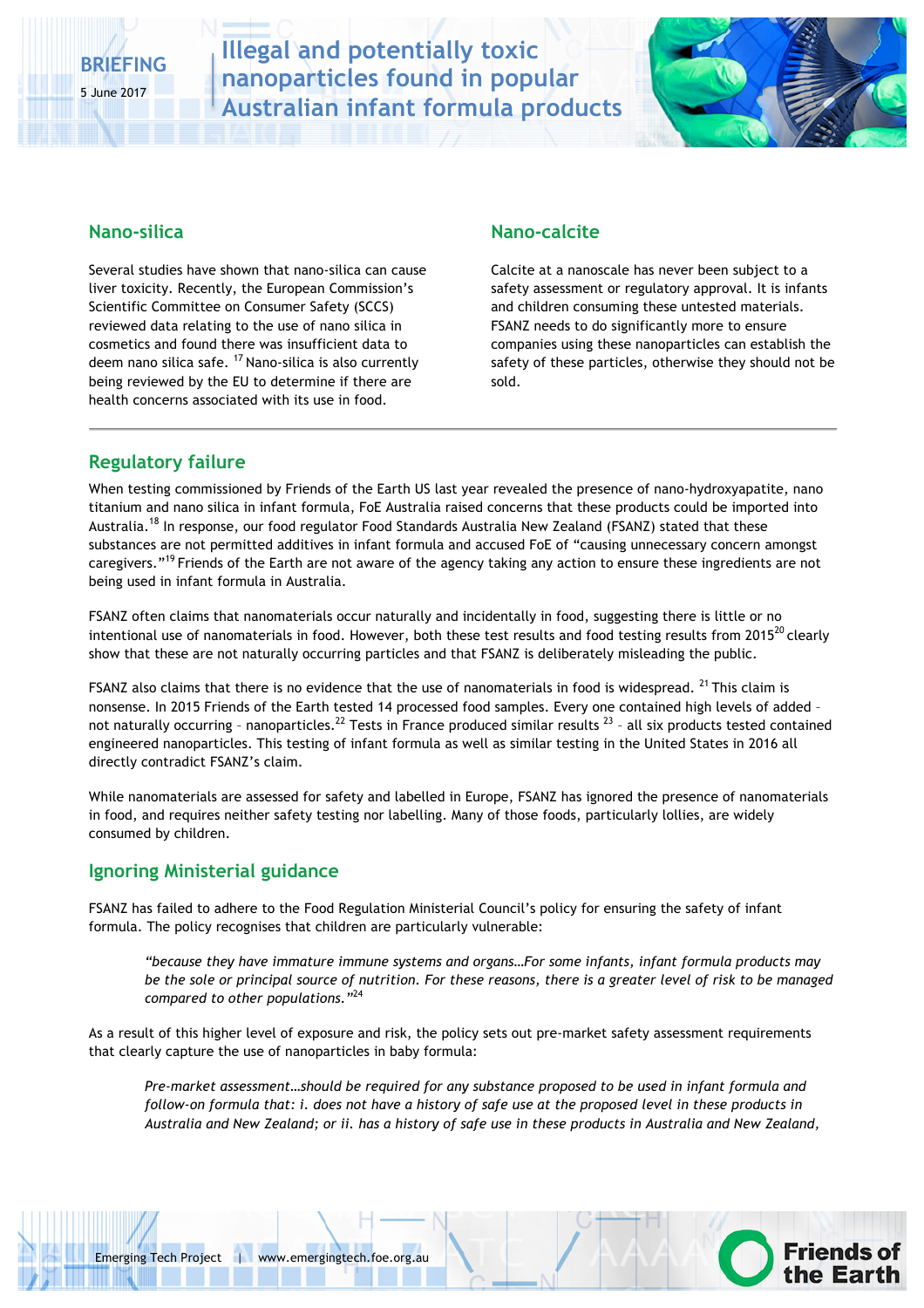## Nano-silica

Several studies have shown that nano-silica can cause liver toxicity. Recently, the European Commission's Scientific Committee on Consumer Safety (SCCS) reviewed data relating to the use of nano silica in cosmetics and found there was insufficient data to deem nano silica safe. [17] Nano-silica is also currently being reviewed by the EU to determine if there are health concerns associated with its use in food.

## Nano-calcite

Calcite at a nanoscale has never been subject to a safety assessment or regulatory approval. It is infants and children consuming these untested materials. FSANZ needs to do significantly more to ensure companies using these nanoparticles can establish the safety of these particles, otherwise they should not be sold.

## Regulatory failure

When testing commissioned by Friends of the Earth US last year revealed the presence of nano-hydroxyapatite, nano titanium and nano silica in infant formula, FoE Australia raised concerns that these products could be imported into Australia.[18] In response, our food regulator Food Standards Australia New Zealand (FSANZ) stated that these substances are not permitted additives in infant formula and accused FoE of "causing unnecessary concern amongst caregivers."[19] Friends of the Earth are not aware of the agency taking any action to ensure these ingredients are not being used in infant formula in Australia.

FSANZ often claims that nanomaterials occur naturally and incidentally in food, suggesting there is little or no intentional use of nanomaterials in food. However, both these test results and food testing results from 2015[20] clearly show that these are not naturally occurring particles and that FSANZ is deliberately misleading the public.

FSANZ also claims that there is no evidence that the use of nanomaterials in food is widespread. [21] This claim is nonsense. In 2015 Friends of the Earth tested 14 processed food samples. Every one contained high levels of added – not naturally occurring – nanoparticles.[22] Tests in France produced similar results [23] – all six products tested contained engineered nanoparticles. This testing of infant formula as well as similar testing in the United States in 2016 all directly contradict FSANZ's claim.

While nanomaterials are assessed for safety and labelled in Europe, FSANZ has ignored the presence of nanomaterials in food, and requires neither safety testing nor labelling. Many of those foods, particularly lollies, are widely consumed by children.

## Ignoring Ministerial guidance

FSANZ has failed to adhere to the Food Regulation Ministerial Council's policy for ensuring the safety of infant formula. The policy recognises that children are particularly vulnerable:

> *"because they have immature immune systems and organs…For some infants, infant formula products may be the sole or principal source of nutrition. For these reasons, there is a greater level of risk to be managed compared to other populations."*[24]

As a result of this higher level of exposure and risk, the policy sets out pre-market safety assessment requirements that clearly capture the use of nanoparticles in baby formula:

> *Pre-market assessment…should be required for any substance proposed to be used in infant formula and follow-on formula that: i. does not have a history of safe use at the proposed level in these products in Australia and New Zealand; or ii. has a history of safe use in these products in Australia and New Zealand,*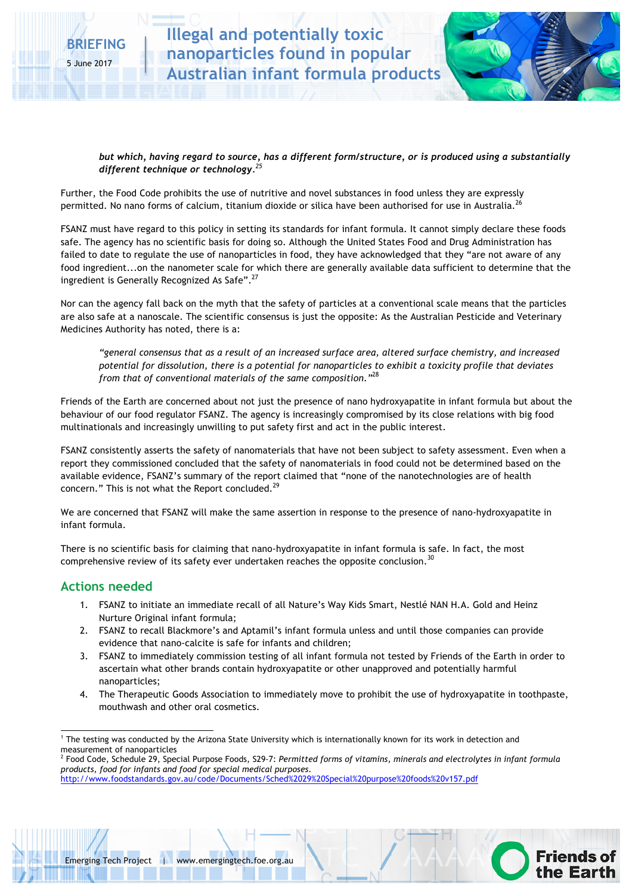> ***but which, having regard to source, has a different form/structure, or is produced using a substantially different technique or technology.***[25]

Further, the Food Code prohibits the use of nutritive and novel substances in food unless they are expressly permitted. No nano forms of calcium, titanium dioxide or silica have been authorised for use in Australia.[26]

FSANZ must have regard to this policy in setting its standards for infant formula. It cannot simply declare these foods safe. The agency has no scientific basis for doing so. Although the United States Food and Drug Administration has failed to date to regulate the use of nanoparticles in food, they have acknowledged that they "are not aware of any food ingredient...on the nanometer scale for which there are generally available data sufficient to determine that the ingredient is Generally Recognized As Safe".[27]

Nor can the agency fall back on the myth that the safety of particles at a conventional scale means that the particles are also safe at a nanoscale. The scientific consensus is just the opposite: As the Australian Pesticide and Veterinary Medicines Authority has noted, there is a:

> *"general consensus that as a result of an increased surface area, altered surface chemistry, and increased potential for dissolution, there is a potential for nanoparticles to exhibit a toxicity profile that deviates from that of conventional materials of the same composition."*[28]

Friends of the Earth are concerned about not just the presence of nano hydroxyapatite in infant formula but about the behaviour of our food regulator FSANZ. The agency is increasingly compromised by its close relations with big food multinationals and increasingly unwilling to put safety first and act in the public interest.

FSANZ consistently asserts the safety of nanomaterials that have not been subject to safety assessment. Even when a report they commissioned concluded that the safety of nanomaterials in food could not be determined based on the available evidence, FSANZ's summary of the report claimed that "none of the nanotechnologies are of health concern." This is not what the Report concluded.[29]

We are concerned that FSANZ will make the same assertion in response to the presence of nano-hydroxyapatite in infant formula.

There is no scientific basis for claiming that nano-hydroxyapatite in infant formula is safe. In fact, the most comprehensive review of its safety ever undertaken reaches the opposite conclusion.[30]

## Actions needed

1. FSANZ to initiate an immediate recall of all Nature's Way Kids Smart, Nestlé NAN H.A. Gold and Heinz Nurture Original infant formula;
2. FSANZ to recall Blackmore's and Aptamil's infant formula unless and until those companies can provide evidence that nano-calcite is safe for infants and children;
3. FSANZ to immediately commission testing of all infant formula not tested by Friends of the Earth in order to ascertain what other brands contain hydroxyapatite or other unapproved and potentially harmful nanoparticles;
4. The Therapeutic Goods Association to immediately move to prohibit the use of hydroxyapatite in toothpaste, mouthwash and other oral cosmetics.

---

[1] The testing was conducted by the Arizona State University which is internationally known for its work in detection and measurement of nanoparticles

[2] Food Code, Schedule 29, Special Purpose Foods, S29-7: *Permitted forms of vitamins, minerals and electrolytes in infant formula products, food for infants and food for special medical purposes.* http://www.foodstandards.gov.au/code/Documents/Sched%2029%20Special%20purpose%20foods%20v157.pdf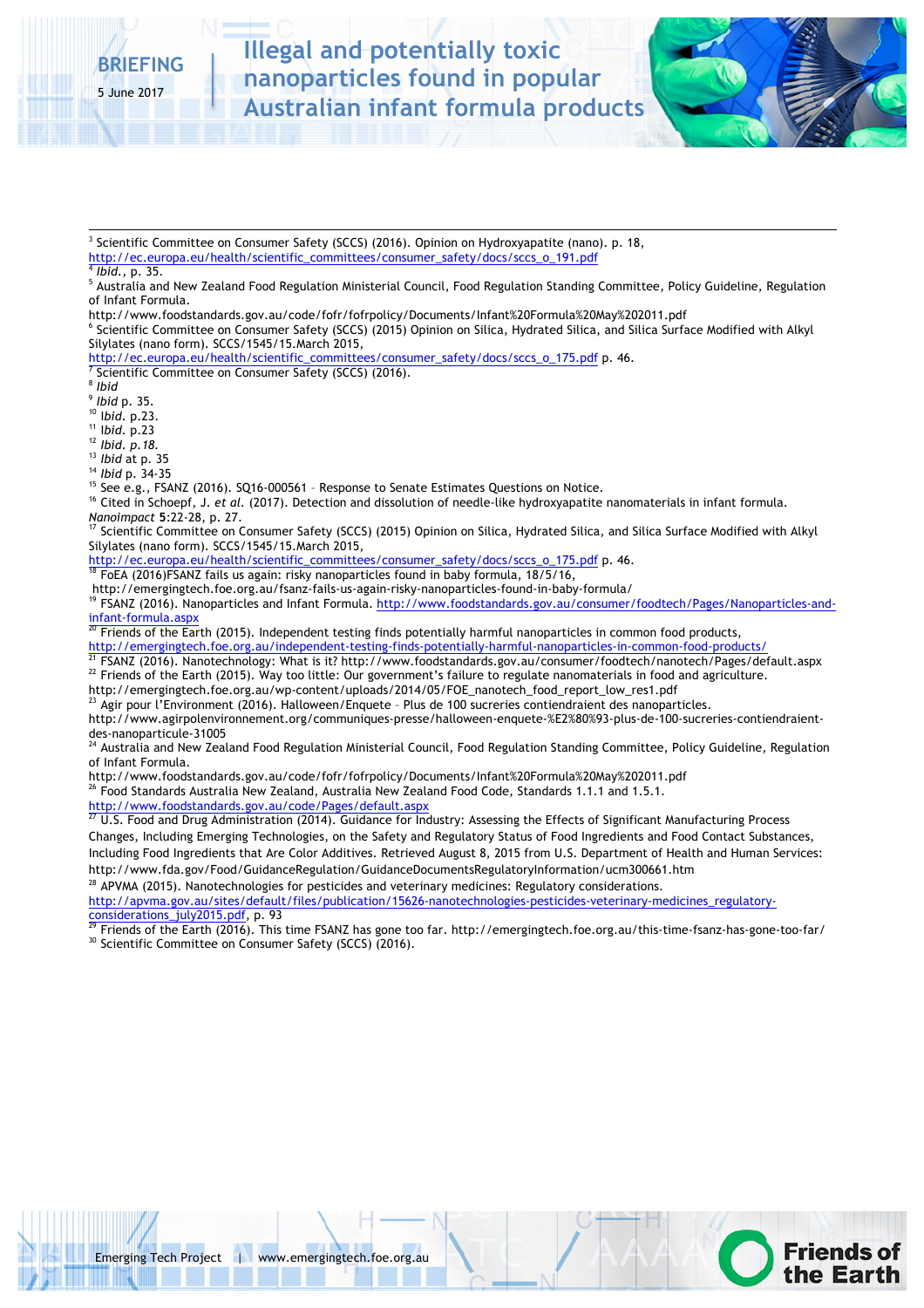[3] Scientific Committee on Consumer Safety (SCCS) (2016). Opinion on Hydroxyapatite (nano). p. 18, http://ec.europa.eu/health/scientific_committees/consumer_safety/docs/sccs_o_191.pdf

[4] *Ibid.*, p. 35.

[5] Australia and New Zealand Food Regulation Ministerial Council, Food Regulation Standing Committee, Policy Guideline, Regulation of Infant Formula. http://www.foodstandards.gov.au/code/fofr/fofrpolicy/Documents/Infant%20Formula%20May%202011.pdf

[6] Scientific Committee on Consumer Safety (SCCS) (2015) Opinion on Silica, Hydrated Silica, and Silica Surface Modified with Alkyl Silylates (nano form). SCCS/1545/15.March 2015, http://ec.europa.eu/health/scientific_committees/consumer_safety/docs/sccs_o_175.pdf p. 46.

[7] Scientific Committee on Consumer Safety (SCCS) (2016).

[8] *Ibid*

[9] *Ibid* p. 35.

[10] *Ibid.* p.23.

[11] *Ibid.* p.23

[12] *Ibid. p.18.*

[13] *Ibid* at p. 35

[14] *Ibid* p. 34-35

[15] See e.g., FSANZ (2016). SQ16-000561 – Response to Senate Estimates Questions on Notice.

[16] Cited in Schoepf, J. *et al.* (2017). Detection and dissolution of needle-like hydroxyapatite nanomaterials in infant formula. *Nanoimpact* **5**:22-28, p. 27.

[17] Scientific Committee on Consumer Safety (SCCS) (2015) Opinion on Silica, Hydrated Silica, and Silica Surface Modified with Alkyl Silylates (nano form). SCCS/1545/15.March 2015, http://ec.europa.eu/health/scientific_committees/consumer_safety/docs/sccs_o_175.pdf p. 46.

[18] FoEA (2016)FSANZ fails us again: risky nanoparticles found in baby formula, 18/5/16, http://emergingtech.foe.org.au/fsanz-fails-us-again-risky-nanoparticles-found-in-baby-formula/

[19] FSANZ (2016). Nanoparticles and Infant Formula. http://www.foodstandards.gov.au/consumer/foodtech/Pages/Nanoparticles-and-infant-formula.aspx

[20] Friends of the Earth (2015). Independent testing finds potentially harmful nanoparticles in common food products, http://emergingtech.foe.org.au/independent-testing-finds-potentially-harmful-nanoparticles-in-common-food-products/

[21] FSANZ (2016). Nanotechnology: What is it? http://www.foodstandards.gov.au/consumer/foodtech/nanotech/Pages/default.aspx

[22] Friends of the Earth (2015). Way too little: Our government's failure to regulate nanomaterials in food and agriculture. http://emergingtech.foe.org.au/wp-content/uploads/2014/05/FOE_nanotech_food_report_low_res1.pdf

[23] Agir pour l'Environment (2016). Halloween/Enquete – Plus de 100 sucreries contiendraient des nanoparticles. http://www.agirpolenvironnement.org/communiques-presse/halloween-enquete-%E2%80%93-plus-de-100-sucreries-contiendraient-des-nanoparticule-31005

[24] Australia and New Zealand Food Regulation Ministerial Council, Food Regulation Standing Committee, Policy Guideline, Regulation of Infant Formula. http://www.foodstandards.gov.au/code/fofr/fofrpolicy/Documents/Infant%20Formula%20May%202011.pdf

[26] Food Standards Australia New Zealand, Australia New Zealand Food Code, Standards 1.1.1 and 1.5.1. http://www.foodstandards.gov.au/code/Pages/default.aspx

[27] U.S. Food and Drug Administration (2014). Guidance for Industry: Assessing the Effects of Significant Manufacturing Process Changes, Including Emerging Technologies, on the Safety and Regulatory Status of Food Ingredients and Food Contact Substances, Including Food Ingredients that Are Color Additives. Retrieved August 8, 2015 from U.S. Department of Health and Human Services: http://www.fda.gov/Food/GuidanceRegulation/GuidanceDocumentsRegulatoryInformation/ucm300661.htm

[28] APVMA (2015). Nanotechnologies for pesticides and veterinary medicines: Regulatory considerations. http://apvma.gov.au/sites/default/files/publication/15626-nanotechnologies-pesticides-veterinary-medicines_regulatory-considerations_july2015.pdf, p. 93

[29] Friends of the Earth (2016). This time FSANZ has gone too far. http://emergingtech.foe.org.au/this-time-fsanz-has-gone-too-far/

[30] Scientific Committee on Consumer Safety (SCCS) (2016).